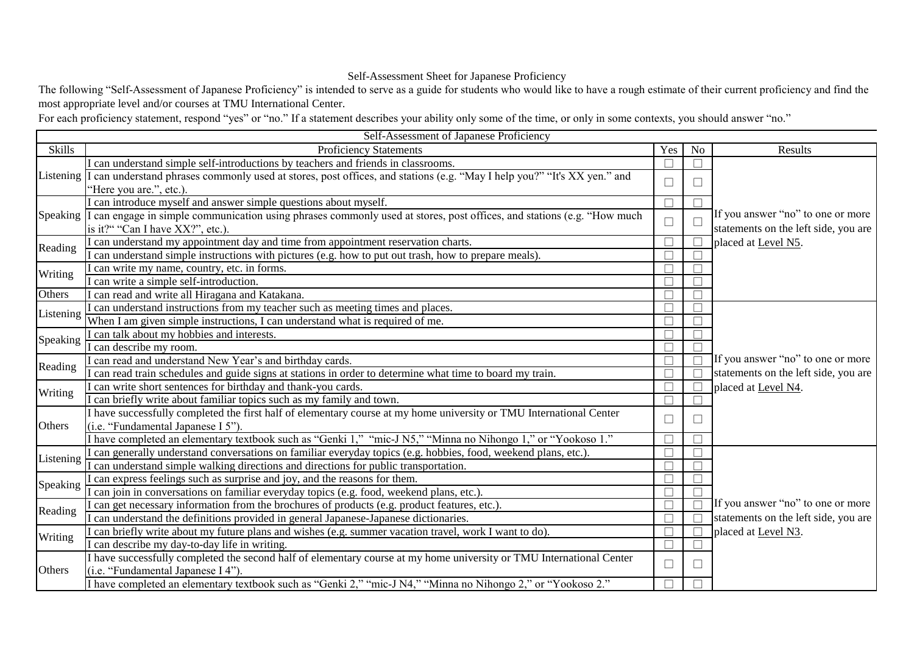Self-Assessment Sheet for Japanese Proficiency

The following "Self-Assessment of Japanese Proficiency" is intended to serve as a guide for students who would like to have a rough estimate of their current proficiency and find the most appropriate level and/or courses at TMU International Center.

For each proficiency statement, respond "yes" or "no." If a statement describes your ability only some of the time, or only in some contexts, you should answer "no."

| Self-Assessment of Japanese Proficiency | | | | |
|---|---|---|---|---|
| Skills | Proficiency Statements | Yes | No | Results |
| Listening | I can understand simple self-introductions by teachers and friends in classrooms. | ☐ | ☐ | If you answer "no" to one or more statements on the left side, you are placed at Level N5. |
| | I can understand phrases commonly used at stores, post offices, and stations (e.g. "May I help you?" "It's XX yen." and "Here you are.", etc.). | ☐ | ☐ | |
| Speaking | I can introduce myself and answer simple questions about myself. | ☐ | ☐ | |
| | I can engage in simple communication using phrases commonly used at stores, post offices, and stations (e.g. "How much is it?" "Can I have XX?", etc.). | ☐ | ☐ | |
| Reading | I can understand my appointment day and time from appointment reservation charts. | ☐ | ☐ | |
| | I can understand simple instructions with pictures (e.g. how to put out trash, how to prepare meals). | ☐ | ☐ | |
| Writing | I can write my name, country, etc. in forms. | ☐ | ☐ | |
| | I can write a simple self-introduction. | ☐ | ☐ | |
| Others | I can read and write all Hiragana and Katakana. | ☐ | ☐ | |
| Listening | I can understand instructions from my teacher such as meeting times and places. | ☐ | ☐ | If you answer "no" to one or more statements on the left side, you are placed at Level N4. |
| | When I am given simple instructions, I can understand what is required of me. | ☐ | ☐ | |
| Speaking | I can talk about my hobbies and interests. | ☐ | ☐ | |
| | I can describe my room. | ☐ | ☐ | |
| Reading | I can read and understand New Year's and birthday cards. | ☐ | ☐ | |
| | I can read train schedules and guide signs at stations in order to determine what time to board my train. | ☐ | ☐ | |
| Writing | I can write short sentences for birthday and thank-you cards. | ☐ | ☐ | |
| | I can briefly write about familiar topics such as my family and town. | ☐ | ☐ | |
| Others | I have successfully completed the first half of elementary course at my home university or TMU International Center (i.e. "Fundamental Japanese I 5"). | ☐ | ☐ | |
| | I have completed an elementary textbook such as "Genki 1," "mic-J N5," "Minna no Nihongo 1," or "Yookoso 1." | ☐ | ☐ | |
| Listening | I can generally understand conversations on familiar everyday topics (e.g. hobbies, food, weekend plans, etc.). | ☐ | ☐ | If you answer "no" to one or more statements on the left side, you are placed at Level N3. |
| | I can understand simple walking directions and directions for public transportation. | ☐ | ☐ | |
| Speaking | I can express feelings such as surprise and joy, and the reasons for them. | ☐ | ☐ | |
| | I can join in conversations on familiar everyday topics (e.g. food, weekend plans, etc.). | ☐ | ☐ | |
| Reading | I can get necessary information from the brochures of products (e.g. product features, etc.). | ☐ | ☐ | |
| | I can understand the definitions provided in general Japanese-Japanese dictionaries. | ☐ | ☐ | |
| Writing | I can briefly write about my future plans and wishes (e.g. summer vacation travel, work I want to do). | ☐ | ☐ | |
| | I can describe my day-to-day life in writing. | ☐ | ☐ | |
| Others | I have successfully completed the second half of elementary course at my home university or TMU International Center (i.e. "Fundamental Japanese I 4"). | ☐ | ☐ | |
| | I have completed an elementary textbook such as "Genki 2," "mic-J N4," "Minna no Nihongo 2," or "Yookoso 2." | ☐ | ☐ | |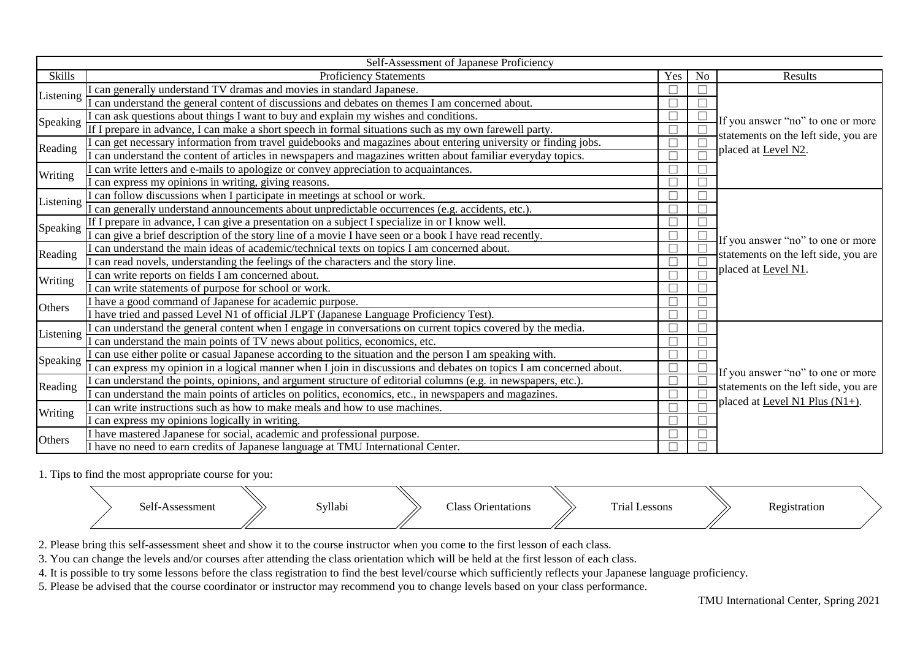| Self-Assessment of Japanese Proficiency | | | | |
|---|---|---|---|---|
| Skills | Proficiency Statements | Yes | No | Results |
| Listening | I can generally understand TV dramas and movies in standard Japanese. | ☐ | ☐ | If you answer "no" to one or more statements on the left side, you are placed at Level N2. |
| | I can understand the general content of discussions and debates on themes I am concerned about. | ☐ | ☐ | |
| Speaking | I can ask questions about things I want to buy and explain my wishes and conditions. | ☐ | ☐ | |
| | If I prepare in advance, I can make a short speech in formal situations such as my own farewell party. | ☐ | ☐ | |
| Reading | I can get necessary information from travel guidebooks and magazines about entering university or finding jobs. | ☐ | ☐ | |
| | I can understand the content of articles in newspapers and magazines written about familiar everyday topics. | ☐ | ☐ | |
| Writing | I can write letters and e-mails to apologize or convey appreciation to acquaintances. | ☐ | ☐ | |
| | I can express my opinions in writing, giving reasons. | ☐ | ☐ | |
| Listening | I can follow discussions when I participate in meetings at school or work. | ☐ | ☐ | If you answer "no" to one or more statements on the left side, you are placed at Level N1. |
| | I can generally understand announcements about unpredictable occurrences (e.g. accidents, etc.). | ☐ | ☐ | |
| Speaking | If I prepare in advance, I can give a presentation on a subject I specialize in or I know well. | ☐ | ☐ | |
| | I can give a brief description of the story line of a movie I have seen or a book I have read recently. | ☐ | ☐ | |
| Reading | I can understand the main ideas of academic/technical texts on topics I am concerned about. | ☐ | ☐ | |
| | I can read novels, understanding the feelings of the characters and the story line. | ☐ | ☐ | |
| Writing | I can write reports on fields I am concerned about. | ☐ | ☐ | |
| | I can write statements of purpose for school or work. | ☐ | ☐ | |
| Others | I have a good command of Japanese for academic purpose. | ☐ | ☐ | |
| | I have tried and passed Level N1 of official JLPT (Japanese Language Proficiency Test). | ☐ | ☐ | |
| Listening | I can understand the general content when I engage in conversations on current topics covered by the media. | ☐ | ☐ | If you answer "no" to one or more statements on the left side, you are placed at Level N1 Plus (N1+). |
| | I can understand the main points of TV news about politics, economics, etc. | ☐ | ☐ | |
| Speaking | I can use either polite or casual Japanese according to the situation and the person I am speaking with. | ☐ | ☐ | |
| | I can express my opinion in a logical manner when I join in discussions and debates on topics I am concerned about. | ☐ | ☐ | |
| Reading | I can understand the points, opinions, and argument structure of editorial columns (e.g. in newspapers, etc.). | ☐ | ☐ | |
| | I can understand the main points of articles on politics, economics, etc., in newspapers and magazines. | ☐ | ☐ | |
| Writing | I can write instructions such as how to make meals and how to use machines. | ☐ | ☐ | |
| | I can express my opinions logically in writing. | ☐ | ☐ | |
| Others | I have mastered Japanese for social, academic and professional purpose. | ☐ | ☐ | |
| | I have no need to earn credits of Japanese language at TMU International Center. | ☐ | ☐ | |

1. Tips to find the most appropriate course for you:

Self-Assessment → Syllabi → Class Orientations → Trial Lessons → Registration

2. Please bring this self-assessment sheet and show it to the course instructor when you come to the first lesson of each class.
3. You can change the levels and/or courses after attending the class orientation which will be held at the first lesson of each class.
4. It is possible to try some lessons before the class registration to find the best level/course which sufficiently reflects your Japanese language proficiency.
5. Please be advised that the course coordinator or instructor may recommend you to change levels based on your class performance.

TMU International Center, Spring 2021